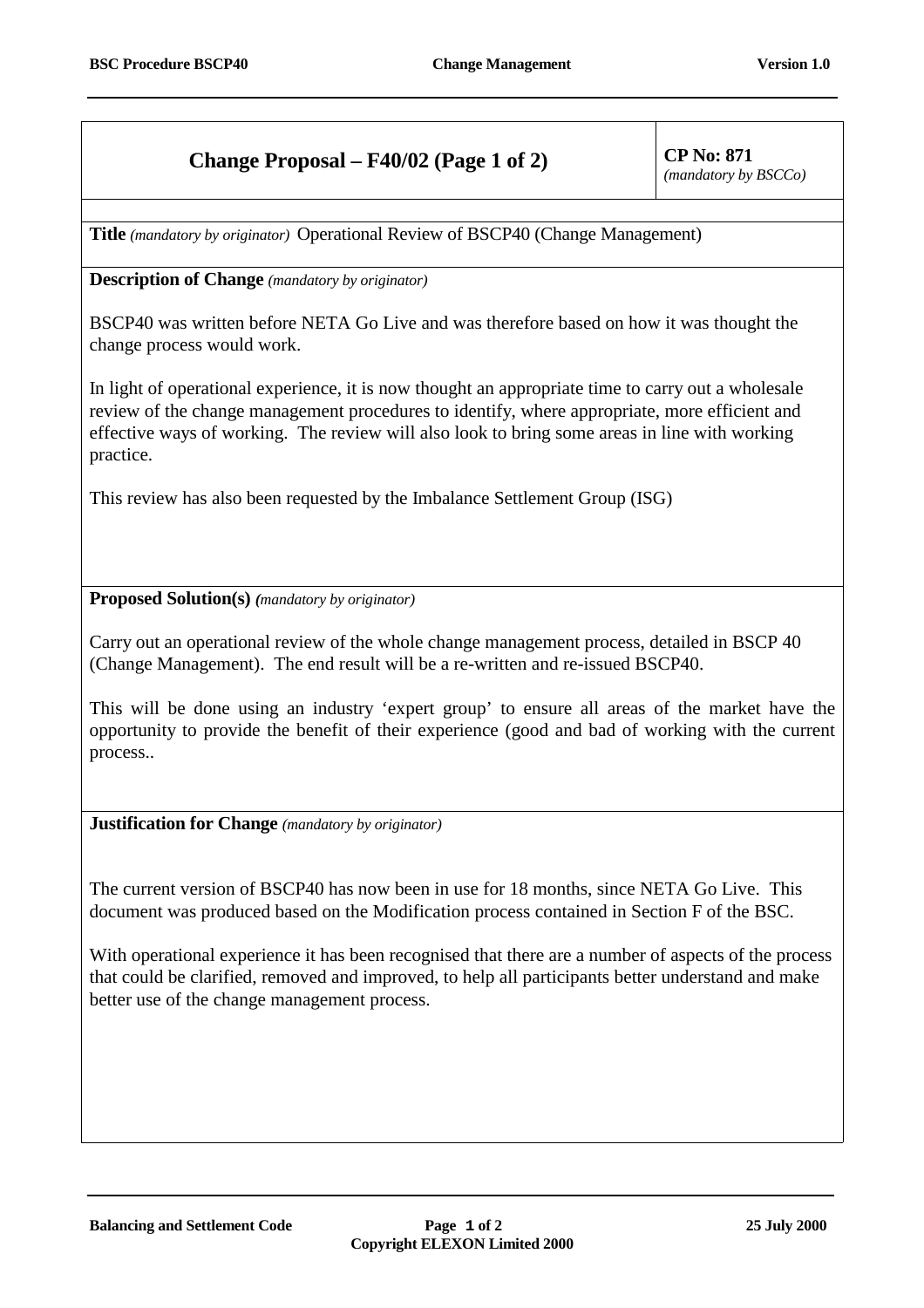| Change Proposal – F40/02 (Page 1 of 2) | **CP No: 871** *(mandatory by BSCCo)* |
|---|---|

**Title** *(mandatory by originator)* Operational Review of BSCP40 (Change Management)

**Description of Change** *(mandatory by originator)*

BSCP40 was written before NETA Go Live and was therefore based on how it was thought the change process would work.

In light of operational experience, it is now thought an appropriate time to carry out a wholesale review of the change management procedures to identify, where appropriate, more efficient and effective ways of working. The review will also look to bring some areas in line with working practice.

This review has also been requested by the Imbalance Settlement Group (ISG)

**Proposed Solution(s)** *(mandatory by originator)*

Carry out an operational review of the whole change management process, detailed in BSCP 40 (Change Management). The end result will be a re-written and re-issued BSCP40.

This will be done using an industry 'expert group' to ensure all areas of the market have the opportunity to provide the benefit of their experience (good and bad of working with the current process..

**Justification for Change** *(mandatory by originator)*

The current version of BSCP40 has now been in use for 18 months, since NETA Go Live. This document was produced based on the Modification process contained in Section F of the BSC.

With operational experience it has been recognised that there are a number of aspects of the process that could be clarified, removed and improved, to help all participants better understand and make better use of the change management process.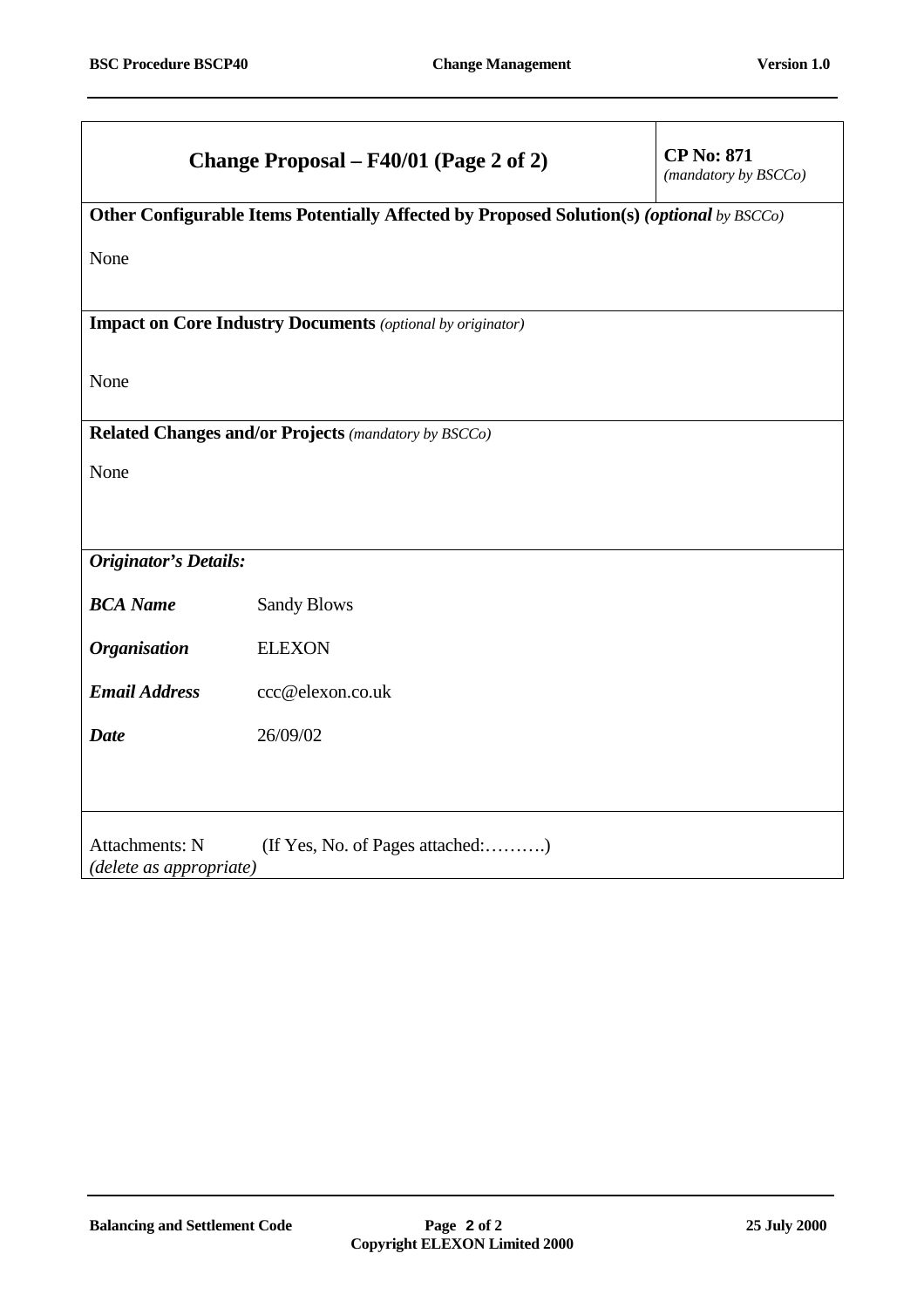| **Change Proposal – F40/01 (Page 2 of 2)** | **CP No: 871** *(mandatory by BSCCo)* |
|---|---|

**Other Configurable Items Potentially Affected by Proposed Solution(s)** ***(optional** by BSCCo)*

None

**Impact on Core Industry Documents** *(optional by originator)*

None

**Related Changes and/or Projects** *(mandatory by BSCCo)*

None

***Originator's Details:***

| | |
|---|---|
| ***BCA Name*** | Sandy Blows |
| ***Organisation*** | ELEXON |
| ***Email Address*** | ccc@elexon.co.uk |
| ***Date*** | 26/09/02 |

Attachments: N (If Yes, No. of Pages attached:……….)
*(delete as appropriate)*